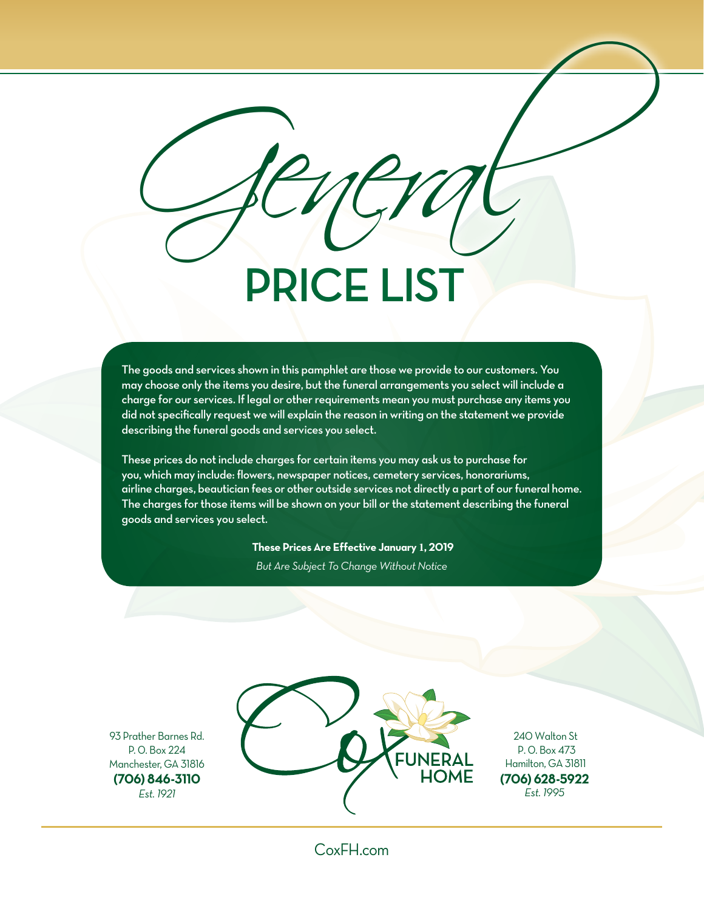# General PRICE LIST

The goods and services shown in this pamphlet are those we provide to our customers. You may choose only the items you desire, but the funeral arrangements you select will include a charge for our services. If legal or other requirements mean you must purchase any items you did not specifically request we will explain the reason in writing on the statement we provide describing the funeral goods and services you select.

These prices do not include charges for certain items you may ask us to purchase for you, which may include: flowers, newspaper notices, cemetery services, honorariums, airline charges, beautician fees or other outside services not directly a part of our funeral home. The charges for those items will be shown on your bill or the statement describing the funeral goods and services you select.

**These Prices Are Effective January 1, 2019**

*But Are Subject To Change Without Notice*

93 Prather Barnes Rd.
P. O. Box 224
Manchester, GA 31816
**(706) 846-3110**
*Est. 1921*

Cox FUNERAL HOME

240 Walton St
P. O. Box 473
Hamilton, GA 31811
**(706) 628-5922**
*Est. 1995*

CoxFH.com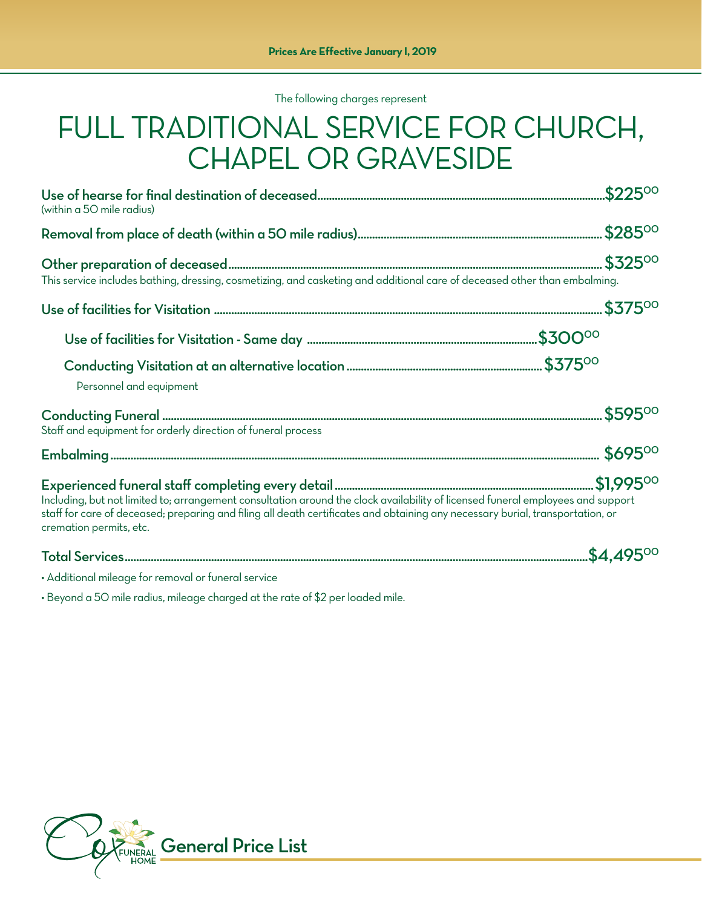Prices Are Effective January 1, 2019

The following charges represent

# FULL TRADITIONAL SERVICE FOR CHURCH, CHAPEL OR GRAVESIDE

**Use of hearse for final destination of deceased** .......... **$225.00**
(within a 50 mile radius)

**Removal from place of death (within a 50 mile radius)** .......... **$285.00**

**Other preparation of deceased** .......... **$325.00**
This service includes bathing, dressing, cosmetizing, and casketing and additional care of deceased other than embalming.

**Use of facilities for Visitation** .......... **$375.00**

- **Use of facilities for Visitation - Same day** .......... **$300.00**
- **Conducting Visitation at an alternative location** .......... **$375.00**
  Personnel and equipment

**Conducting Funeral** .......... **$595.00**
Staff and equipment for orderly direction of funeral process

**Embalming** .......... **$695.00**

**Experienced funeral staff completing every detail** .......... **$1,995.00**
Including, but not limited to; arrangement consultation around the clock availability of licensed funeral employees and support staff for care of deceased; preparing and filing all death certificates and obtaining any necessary burial, transportation, or cremation permits, etc.

**Total Services** .......... **$4,495.00**

- Additional mileage for removal or funeral service
- Beyond a 50 mile radius, mileage charged at the rate of $2 per loaded mile.

Cox Funeral Home **General Price List**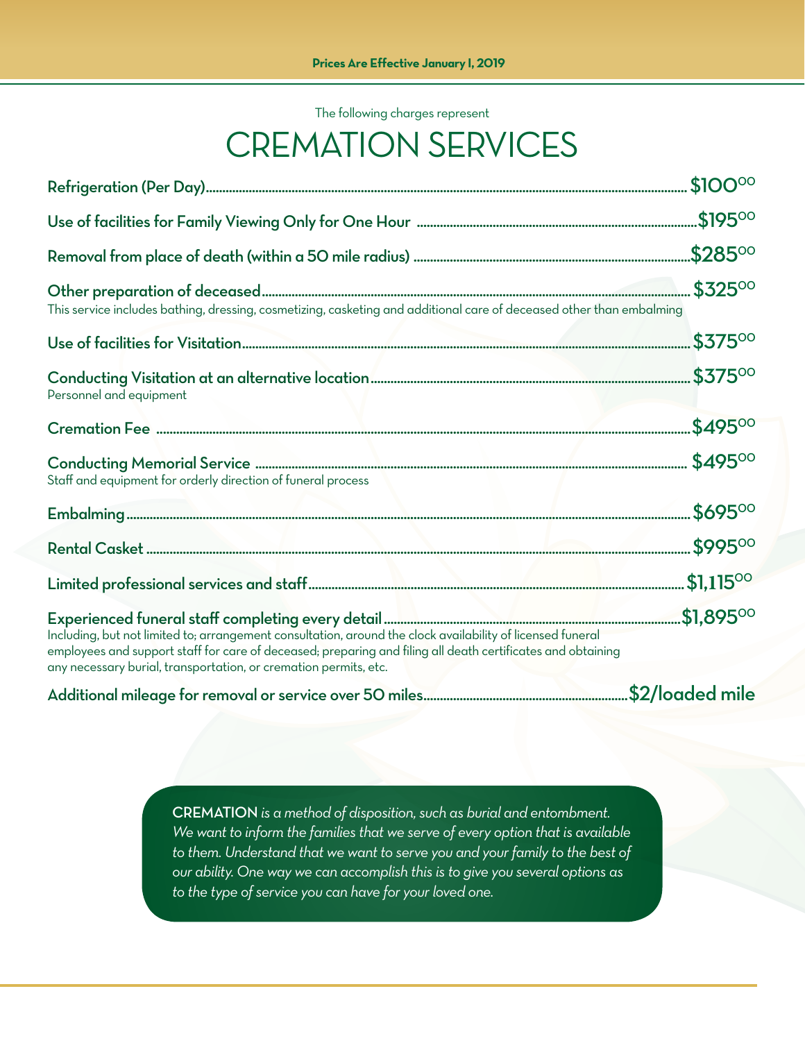**Prices Are Effective January 1, 2019**

The following charges represent

# CREMATION SERVICES

**Refrigeration (Per Day)** ........ $100.00

**Use of facilities for Family Viewing Only for One Hour** ........ $195.00

**Removal from place of death (within a 50 mile radius)** ........ $285.00

**Other preparation of deceased** ........ $325.00
This service includes bathing, dressing, cosmetizing, casketing and additional care of deceased other than embalming

**Use of facilities for Visitation** ........ $375.00

**Conducting Visitation at an alternative location** ........ $375.00
Personnel and equipment

**Cremation Fee** ........ $495.00

**Conducting Memorial Service** ........ $495.00
Staff and equipment for orderly direction of funeral process

**Embalming** ........ $695.00

**Rental Casket** ........ $995.00

**Limited professional services and staff** ........ $1,115.00

**Experienced funeral staff completing every detail** ........ $1,895.00
Including, but not limited to; arrangement consultation, around the clock availability of licensed funeral employees and support staff for care of deceased; preparing and filing all death certificates and obtaining any necessary burial, transportation, or cremation permits, etc.

**Additional mileage for removal or service over 50 miles** ........ $2/loaded mile

**CREMATION** *is a method of disposition, such as burial and entombment. We want to inform the families that we serve of every option that is available to them. Understand that we want to serve you and your family to the best of our ability. One way we can accomplish this is to give you several options as to the type of service you can have for your loved one.*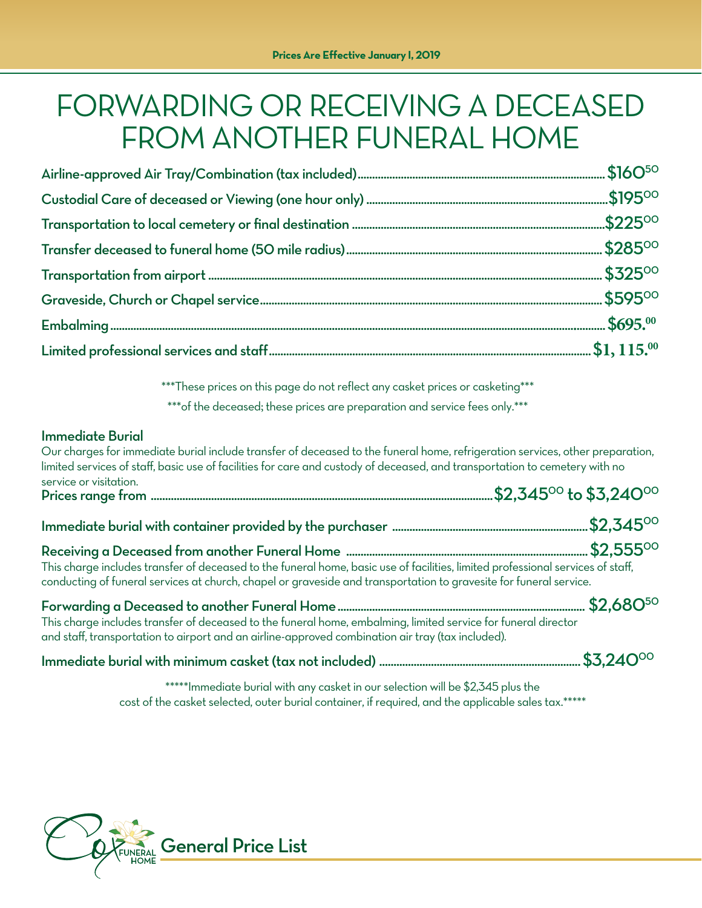Prices Are Effective January 1, 2019

# FORWARDING OR RECEIVING A DECEASED FROM ANOTHER FUNERAL HOME

| | |
|---|---|
| **Airline-approved Air Tray/Combination (tax included)** | **$160.50** |
| **Custodial Care of deceased or Viewing (one hour only)** | **$195.00** |
| **Transportation to local cemetery or final destination** | **$225.00** |
| **Transfer deceased to funeral home (50 mile radius)** | **$285.00** |
| **Transportation from airport** | **$325.00** |
| **Graveside, Church or Chapel service** | **$595.00** |
| **Embalming** | **$695.00** |
| **Limited professional services and staff** | **$1,115.00** |

***These prices on this page do not reflect any casket prices or casketing***
***of the deceased; these prices are preparation and service fees only.***

**Immediate Burial**

Our charges for immediate burial include transfer of deceased to the funeral home, refrigeration services, other preparation, limited services of staff, basic use of facilities for care and custody of deceased, and transportation to cemetery with no service or visitation.

**Prices range from .................... $2,345.00 to $3,240.00**

**Immediate burial with container provided by the purchaser .................... $2,345.00**

**Receiving a Deceased from another Funeral Home .................... $2,555.00**

This charge includes transfer of deceased to the funeral home, basic use of facilities, limited professional services of staff, conducting of funeral services at church, chapel or graveside and transportation to gravesite for funeral service.

**Forwarding a Deceased to another Funeral Home .................... $2,680.50**

This charge includes transfer of deceased to the funeral home, embalming, limited service for funeral director and staff, transportation to airport and an airline-approved combination air tray (tax included).

**Immediate burial with minimum casket (tax not included) .................... $3,240.00**

*****Immediate burial with any casket in our selection will be $2,345 plus the cost of the casket selected, outer burial container, if required, and the applicable sales tax.*****

Cox Funeral Home **General Price List**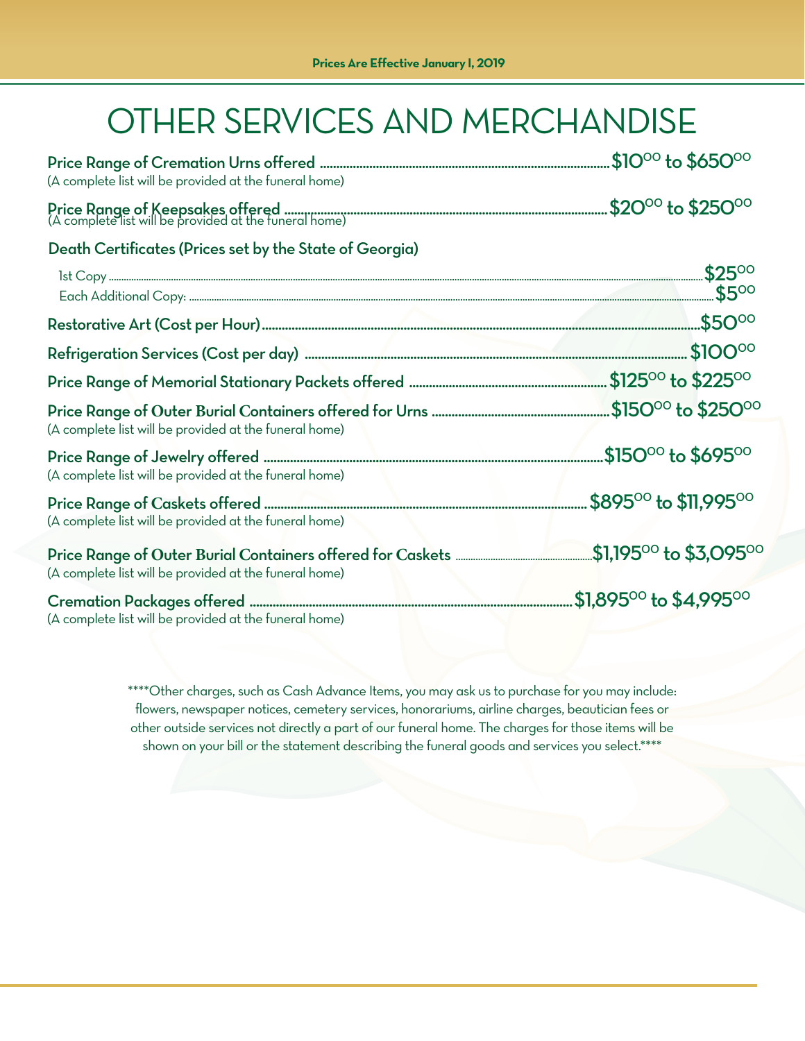Prices Are Effective January 1, 2019

# OTHER SERVICES AND MERCHANDISE

| Item | Price |
|---|---|
| **Price Range of Cremation Urns offered** (A complete list will be provided at the funeral home) | **$10.00 to $650.00** |
| **Price Range of Keepsakes offered** (A complete list will be provided at the funeral home) | **$20.00 to $250.00** |
| **Death Certificates (Prices set by the State of Georgia)** | |
| 1st Copy | **$25.00** |
| Each Additional Copy: | **$5.00** |
| **Restorative Art (Cost per Hour)** | **$50.00** |
| **Refrigeration Services (Cost per day)** | **$100.00** |
| **Price Range of Memorial Stationary Packets offered** | **$125.00 to $225.00** |
| **Price Range of Outer Burial Containers offered for Urns** (A complete list will be provided at the funeral home) | **$150.00 to $250.00** |
| **Price Range of Jewelry offered** (A complete list will be provided at the funeral home) | **$150.00 to $695.00** |
| **Price Range of Caskets offered** (A complete list will be provided at the funeral home) | **$895.00 to $11,995.00** |
| **Price Range of Outer Burial Containers offered for Caskets** (A complete list will be provided at the funeral home) | **$1,195.00 to $3,095.00** |
| **Cremation Packages offered** (A complete list will be provided at the funeral home) | **$1,895.00 to $4,995.00** |

****Other charges, such as Cash Advance Items, you may ask us to purchase for you may include: flowers, newspaper notices, cemetery services, honorariums, airline charges, beautician fees or other outside services not directly a part of our funeral home. The charges for those items will be shown on your bill or the statement describing the funeral goods and services you select.****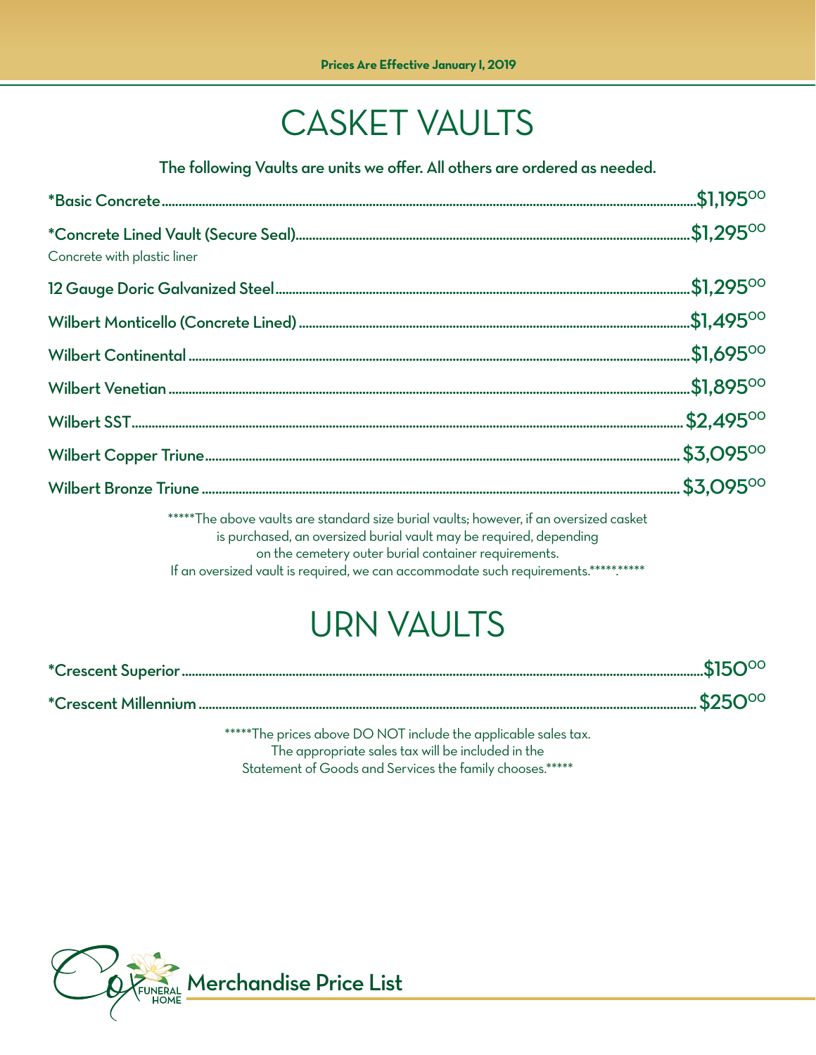Prices Are Effective January 1, 2019

# CASKET VAULTS

**The following Vaults are units we offer. All others are ordered as needed.**

| Item | Price |
|---|---|
| **\*Basic Concrete** | **$1,195.00** |
| **\*Concrete Lined Vault (Secure Seal)**<br>Concrete with plastic liner | **$1,295.00** |
| **12 Gauge Doric Galvanized Steel** | **$1,295.00** |
| **Wilbert Monticello (Concrete Lined)** | **$1,495.00** |
| **Wilbert Continental** | **$1,695.00** |
| **Wilbert Venetian** | **$1,895.00** |
| **Wilbert SST** | **$2,495.00** |
| **Wilbert Copper Triune** | **$3,095.00** |
| **Wilbert Bronze Triune** | **$3,095.00** |

*****The above vaults are standard size burial vaults; however, if an oversized casket is purchased, an oversized burial vault may be required, depending on the cemetery outer burial container requirements. If an oversized vault is required, we can accommodate such requirements.***********

# URN VAULTS

| Item | Price |
|---|---|
| **\*Crescent Superior** | **$150.00** |
| **\*Crescent Millennium** | **$250.00** |

*****The prices above DO NOT include the applicable sales tax. The appropriate sales tax will be included in the Statement of Goods and Services the family chooses.*****

Cox Funeral Home **Merchandise Price List**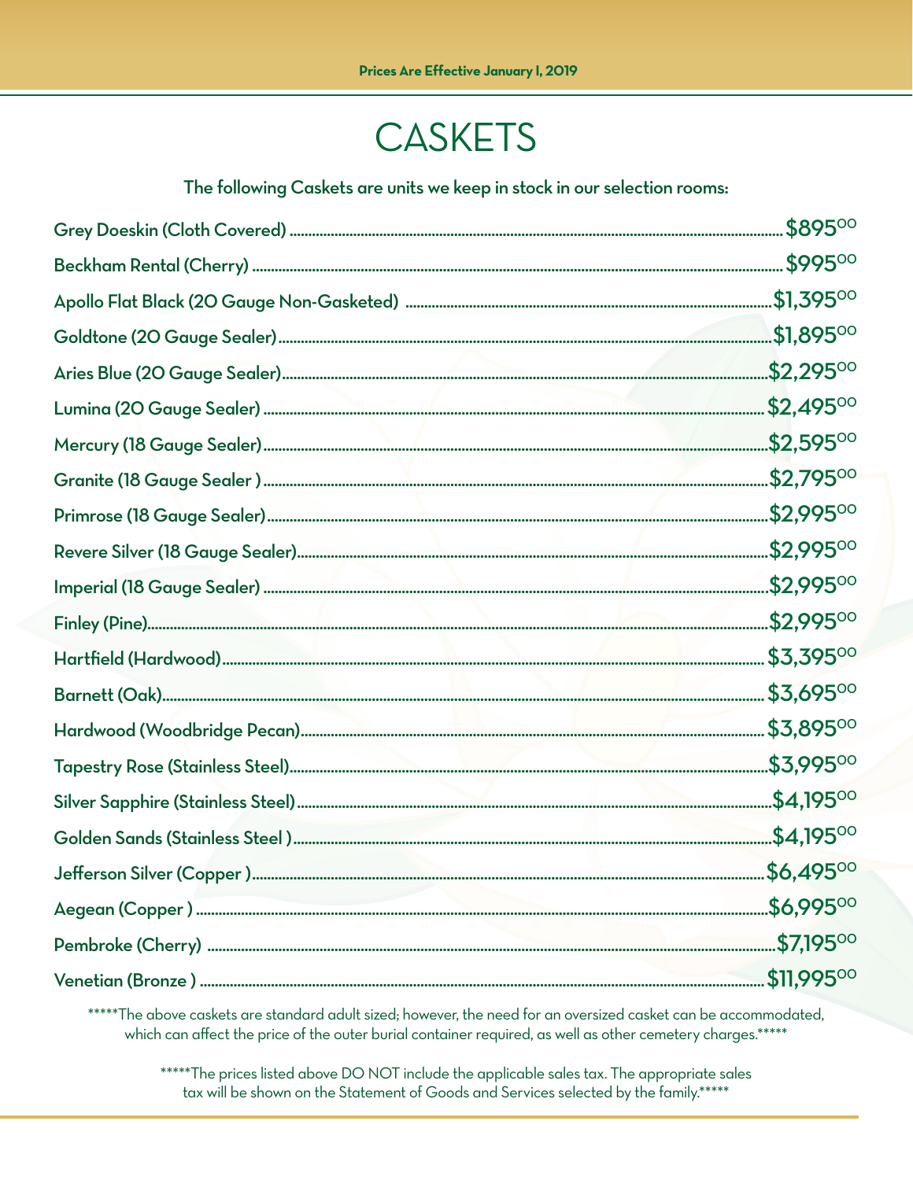Prices Are Effective January 1, 2019

# CASKETS

**The following Caskets are units we keep in stock in our selection rooms:**

| Casket | Price |
|---|---|
| **Grey Doeskin (Cloth Covered)** | **\$895.00** |
| **Beckham Rental (Cherry)** | **\$995.00** |
| **Apollo Flat Black (20 Gauge Non-Gasketed)** | **\$1,395.00** |
| **Goldtone (20 Gauge Sealer)** | **\$1,895.00** |
| **Aries Blue (20 Gauge Sealer)** | **\$2,295.00** |
| **Lumina (20 Gauge Sealer)** | **\$2,495.00** |
| **Mercury (18 Gauge Sealer)** | **\$2,595.00** |
| **Granite (18 Gauge Sealer )** | **\$2,795.00** |
| **Primrose (18 Gauge Sealer)** | **\$2,995.00** |
| **Revere Silver (18 Gauge Sealer)** | **\$2,995.00** |
| **Imperial (18 Gauge Sealer)** | **\$2,995.00** |
| **Finley (Pine)** | **\$2,995.00** |
| **Hartfield (Hardwood)** | **\$3,395.00** |
| **Barnett (Oak)** | **\$3,695.00** |
| **Hardwood (Woodbridge Pecan)** | **\$3,895.00** |
| **Tapestry Rose (Stainless Steel)** | **\$3,995.00** |
| **Silver Sapphire (Stainless Steel)** | **\$4,195.00** |
| **Golden Sands (Stainless Steel )** | **\$4,195.00** |
| **Jefferson Silver (Copper )** | **\$6,495.00** |
| **Aegean (Copper )** | **\$6,995.00** |
| **Pembroke (Cherry)** | **\$7,195.00** |
| **Venetian (Bronze )** | **\$11,995.00** |

*****The above caskets are standard adult sized; however, the need for an oversized casket can be accommodated, which can affect the price of the outer burial container required, as well as other cemetery charges.*****

*****The prices listed above DO NOT include the applicable sales tax. The appropriate sales tax will be shown on the Statement of Goods and Services selected by the family.*****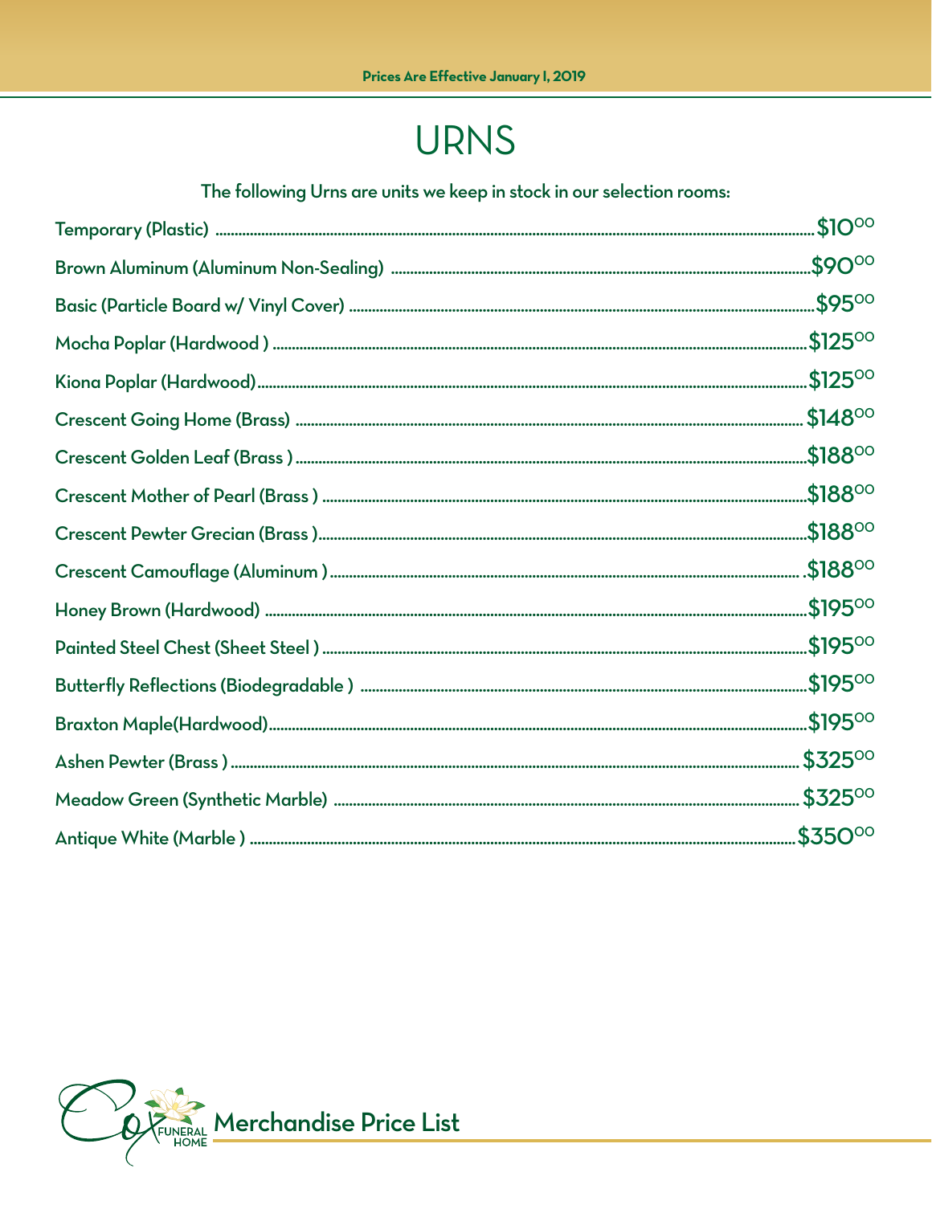Prices Are Effective January 1, 2019

# URNS

The following Urns are units we keep in stock in our selection rooms:

| Item | Price |
| --- | --- |
| Temporary (Plastic) | $10.00 |
| Brown Aluminum (Aluminum Non-Sealing) | $90.00 |
| Basic (Particle Board w/ Vinyl Cover) | $95.00 |
| Mocha Poplar (Hardwood ) | $125.00 |
| Kiona Poplar (Hardwood) | $125.00 |
| Crescent Going Home (Brass) | $148.00 |
| Crescent Golden Leaf (Brass ) | $188.00 |
| Crescent Mother of Pearl (Brass ) | $188.00 |
| Crescent Pewter Grecian (Brass ) | $188.00 |
| Crescent Camouflage (Aluminum ) | $188.00 |
| Honey Brown (Hardwood) | $195.00 |
| Painted Steel Chest (Sheet Steel ) | $195.00 |
| Butterfly Reflections (Biodegradable ) | $195.00 |
| Braxton Maple(Hardwood) | $195.00 |
| Ashen Pewter (Brass ) | $325.00 |
| Meadow Green (Synthetic Marble) | $325.00 |
| Antique White (Marble ) | $350.00 |

Cox Funeral Home Merchandise Price List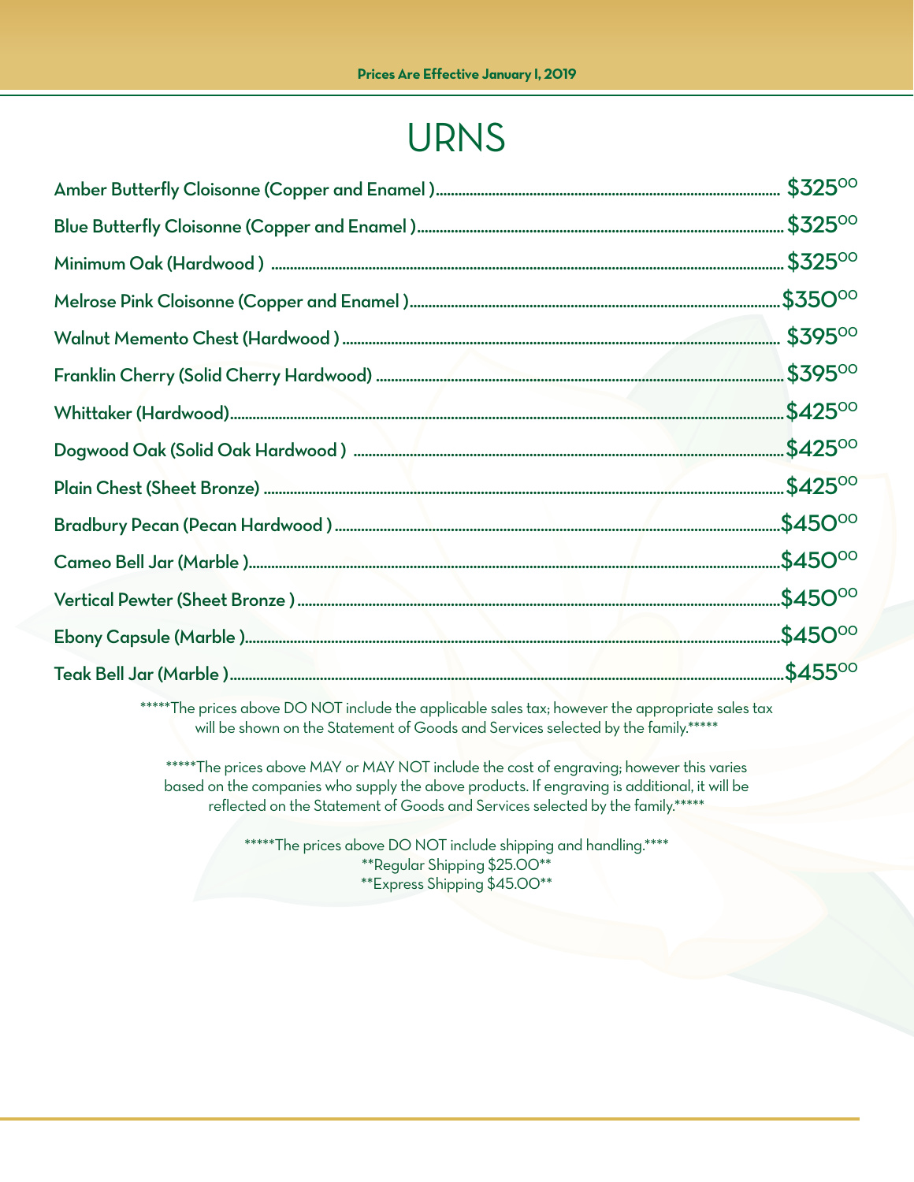Prices Are Effective January 1, 2019

# URNS

| Item | Price |
|---|---|
| Amber Butterfly Cloisonne (Copper and Enamel ) | $325.00 |
| Blue Butterfly Cloisonne (Copper and Enamel ) | $325.00 |
| Minimum Oak (Hardwood ) | $325.00 |
| Melrose Pink Cloisonne (Copper and Enamel ) | $350.00 |
| Walnut Memento Chest (Hardwood ) | $395.00 |
| Franklin Cherry (Solid Cherry Hardwood) | $395.00 |
| Whittaker (Hardwood) | $425.00 |
| Dogwood Oak (Solid Oak Hardwood ) | $425.00 |
| Plain Chest (Sheet Bronze) | $425.00 |
| Bradbury Pecan (Pecan Hardwood ) | $450.00 |
| Cameo Bell Jar (Marble ) | $450.00 |
| Vertical Pewter (Sheet Bronze ) | $450.00 |
| Ebony Capsule (Marble ) | $450.00 |
| Teak Bell Jar (Marble ) | $455.00 |

*****The prices above DO NOT include the applicable sales tax; however the appropriate sales tax will be shown on the Statement of Goods and Services selected by the family.*****

*****The prices above MAY or MAY NOT include the cost of engraving; however this varies based on the companies who supply the above products. If engraving is additional, it will be reflected on the Statement of Goods and Services selected by the family.*****

*****The prices above DO NOT include shipping and handling.****
**Regular Shipping $25.00**
**Express Shipping $45.00**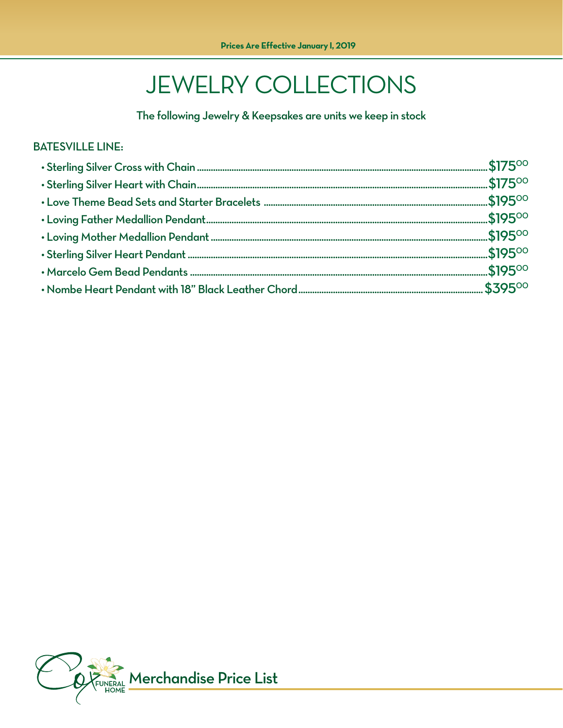Prices Are Effective January 1, 2019

# JEWELRY COLLECTIONS

The following Jewelry & Keepsakes are units we keep in stock

## BATESVILLE LINE:

- Sterling Silver Cross with Chain ........ $175.00
- Sterling Silver Heart with Chain ........ $175.00
- Love Theme Bead Sets and Starter Bracelets ........ $195.00
- Loving Father Medallion Pendant ........ $195.00
- Loving Mother Medallion Pendant ........ $195.00
- Sterling Silver Heart Pendant ........ $195.00
- Marcelo Gem Bead Pendants ........ $195.00
- Nombe Heart Pendant with 18" Black Leather Chord ........ $395.00

Cox Funeral Home **Merchandise Price List**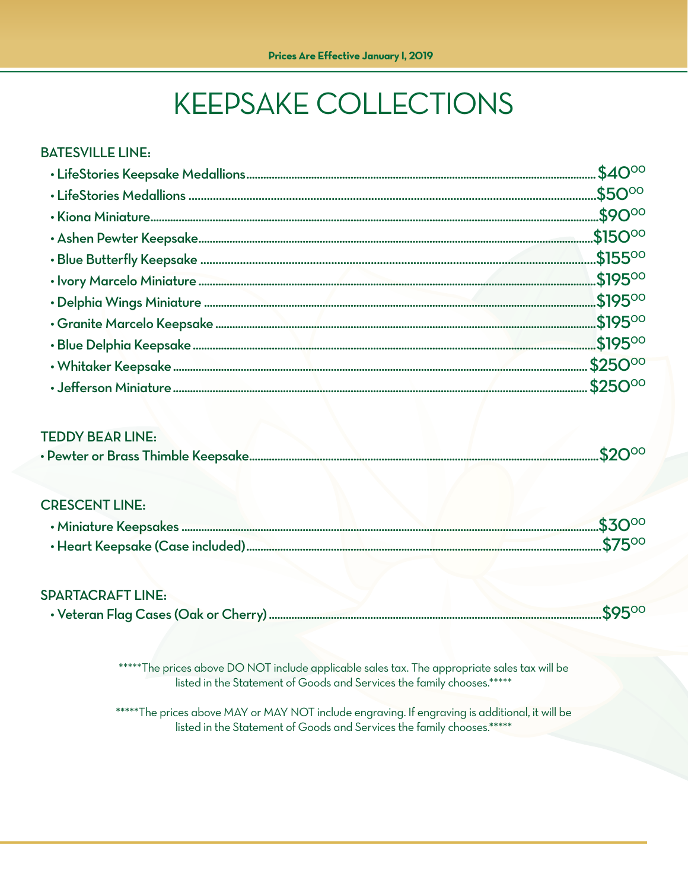Prices Are Effective January 1, 2019

# KEEPSAKE COLLECTIONS

## BATESVILLE LINE:

- LifeStories Keepsake Medallions .......... $40.00
- LifeStories Medallions .......... $50.00
- Kiona Miniature .......... $90.00
- Ashen Pewter Keepsake .......... $150.00
- Blue Butterfly Keepsake .......... $155.00
- Ivory Marcelo Miniature .......... $195.00
- Delphia Wings Miniature .......... $195.00
- Granite Marcelo Keepsake .......... $195.00
- Blue Delphia Keepsake .......... $195.00
- Whitaker Keepsake .......... $250.00
- Jefferson Miniature .......... $250.00

## TEDDY BEAR LINE:

- Pewter or Brass Thimble Keepsake .......... $20.00

## CRESCENT LINE:

- Miniature Keepsakes .......... $30.00
- Heart Keepsake (Case included) .......... $75.00

## SPARTACRAFT LINE:

- Veteran Flag Cases (Oak or Cherry) .......... $95.00

*****The prices above DO NOT include applicable sales tax. The appropriate sales tax will be listed in the Statement of Goods and Services the family chooses.*****

*****The prices above MAY or MAY NOT include engraving. If engraving is additional, it will be listed in the Statement of Goods and Services the family chooses.*****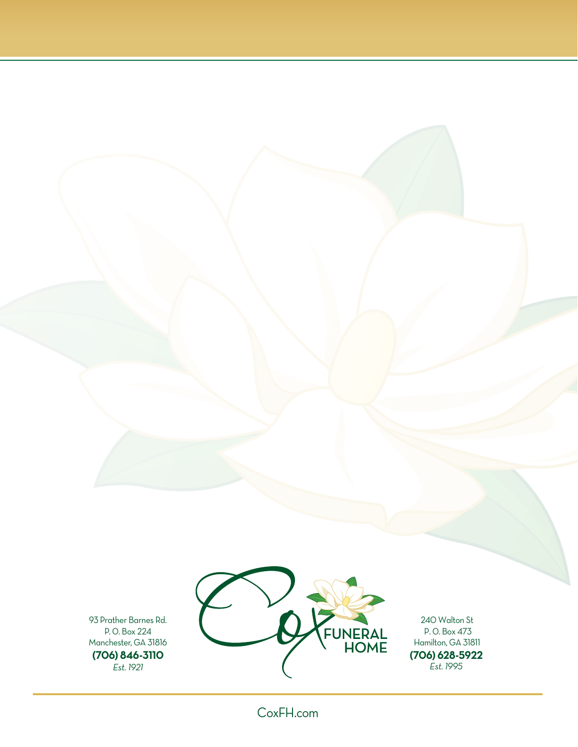93 Prather Barnes Rd.
P. O. Box 224
Manchester, GA 31816
**(706) 846-3110**
*Est. 1921*

Cox FUNERAL HOME

240 Walton St
P. O. Box 473
Hamilton, GA 31811
**(706) 628-5922**
*Est. 1995*

CoxFH.com